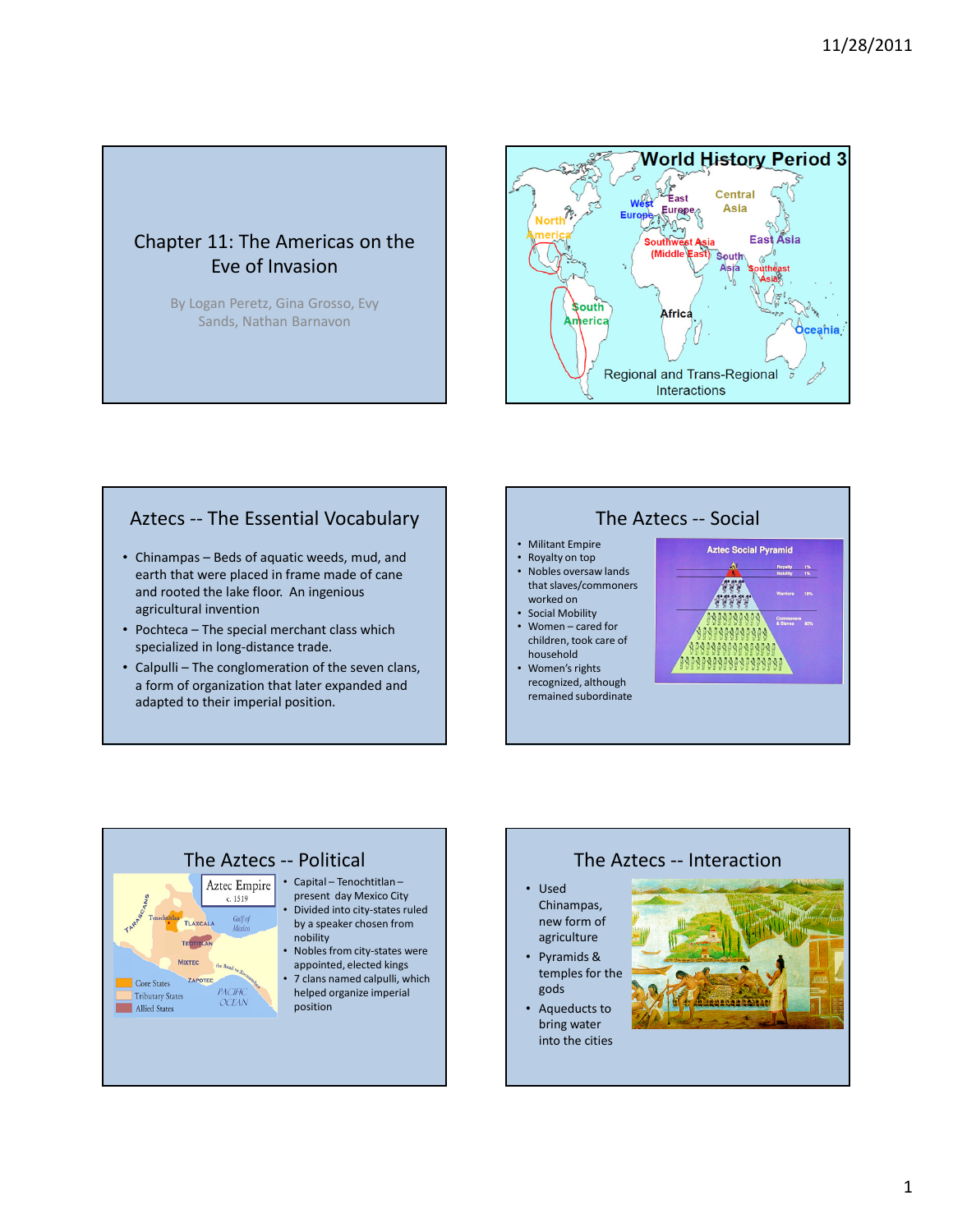# Chapter 11: The Americas on the Eve of Invasion

By Logan Peretz, Gina Grosso, Evy Sands, Nathan Barnavon

## World History Period 3

Regional and Trans-Regional Interactions

## Aztecs -- The Essential Vocabulary

- Chinampas – Beds of aquatic weeds, mud, and earth that were placed in frame made of cane and rooted the lake floor. An ingenious agricultural invention
- Pochteca – The special merchant class which specialized in long-distance trade.
- Calpulli – The conglomeration of the seven clans, a form of organization that later expanded and adapted to their imperial position.

## The Aztecs -- Social

- Militant Empire
- Royalty on top
- Nobles oversaw lands that slaves/commoners worked on
- Social Mobility
- Women – cared for children, took care of household
- Women's rights recognized, although remained subordinate

## The Aztecs -- Political

- Capital – Tenochtitlan – present day Mexico City
- Divided into city-states ruled by a speaker chosen from nobility
- Nobles from city-states were appointed, elected kings
- 7 clans named calpulli, which helped organize imperial position

## The Aztecs -- Interaction

- Used Chinampas, new form of agriculture
- Pyramids & temples for the gods
- Aqueducts to bring water into the cities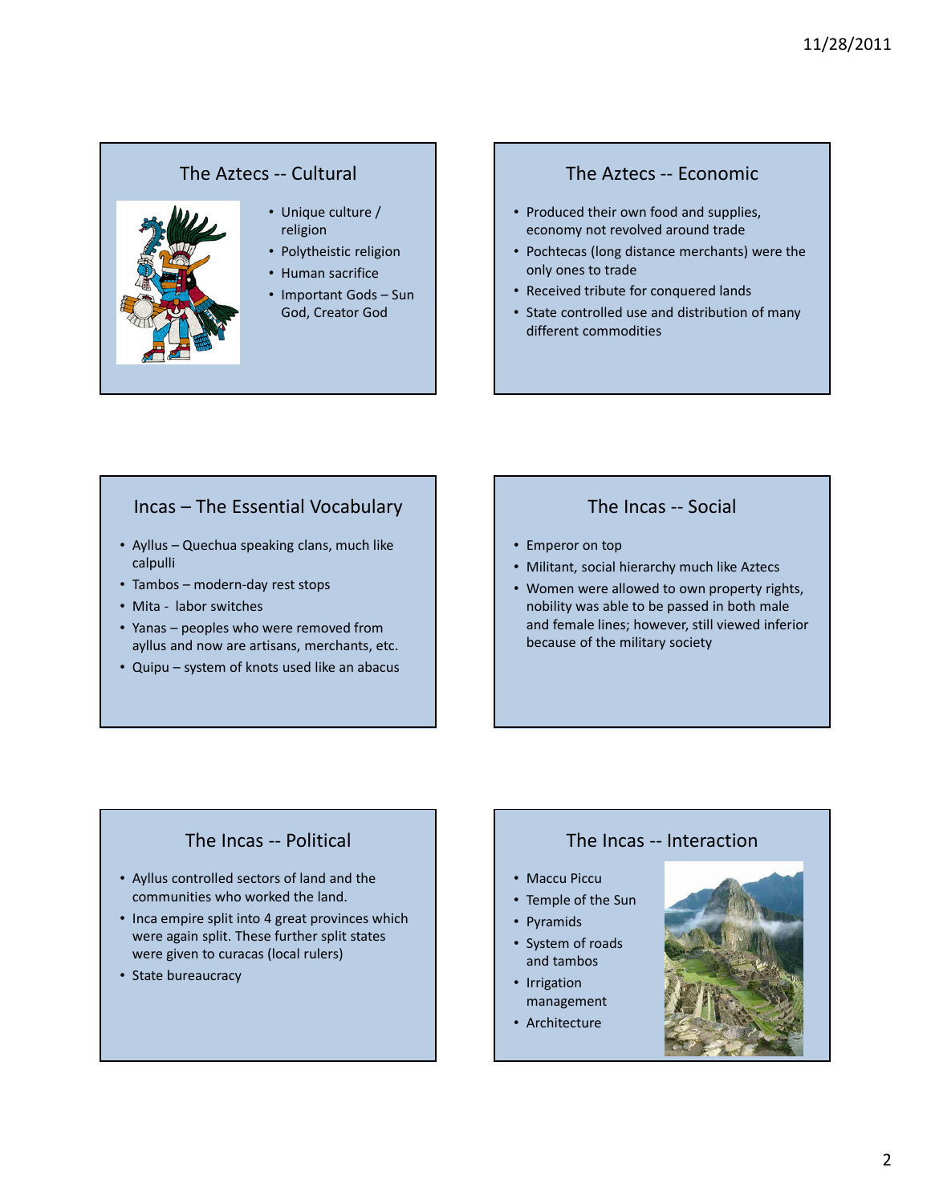## The Aztecs -- Cultural

- Unique culture / religion
- Polytheistic religion
- Human sacrifice
- Important Gods – Sun God, Creator God

## The Aztecs -- Economic

- Produced their own food and supplies, economy not revolved around trade
- Pochtecas (long distance merchants) were the only ones to trade
- Received tribute for conquered lands
- State controlled use and distribution of many different commodities

## Incas – The Essential Vocabulary

- Ayllus – Quechua speaking clans, much like calpulli
- Tambos – modern-day rest stops
- Mita - labor switches
- Yanas – peoples who were removed from ayllus and now are artisans, merchants, etc.
- Quipu – system of knots used like an abacus

## The Incas -- Social

- Emperor on top
- Militant, social hierarchy much like Aztecs
- Women were allowed to own property rights, nobility was able to be passed in both male and female lines; however, still viewed inferior because of the military society

## The Incas -- Political

- Ayllus controlled sectors of land and the communities who worked the land.
- Inca empire split into 4 great provinces which were again split. These further split states were given to curacas (local rulers)
- State bureaucracy

## The Incas -- Interaction

- Maccu Piccu
- Temple of the Sun
- Pyramids
- System of roads and tambos
- Irrigation management
- Architecture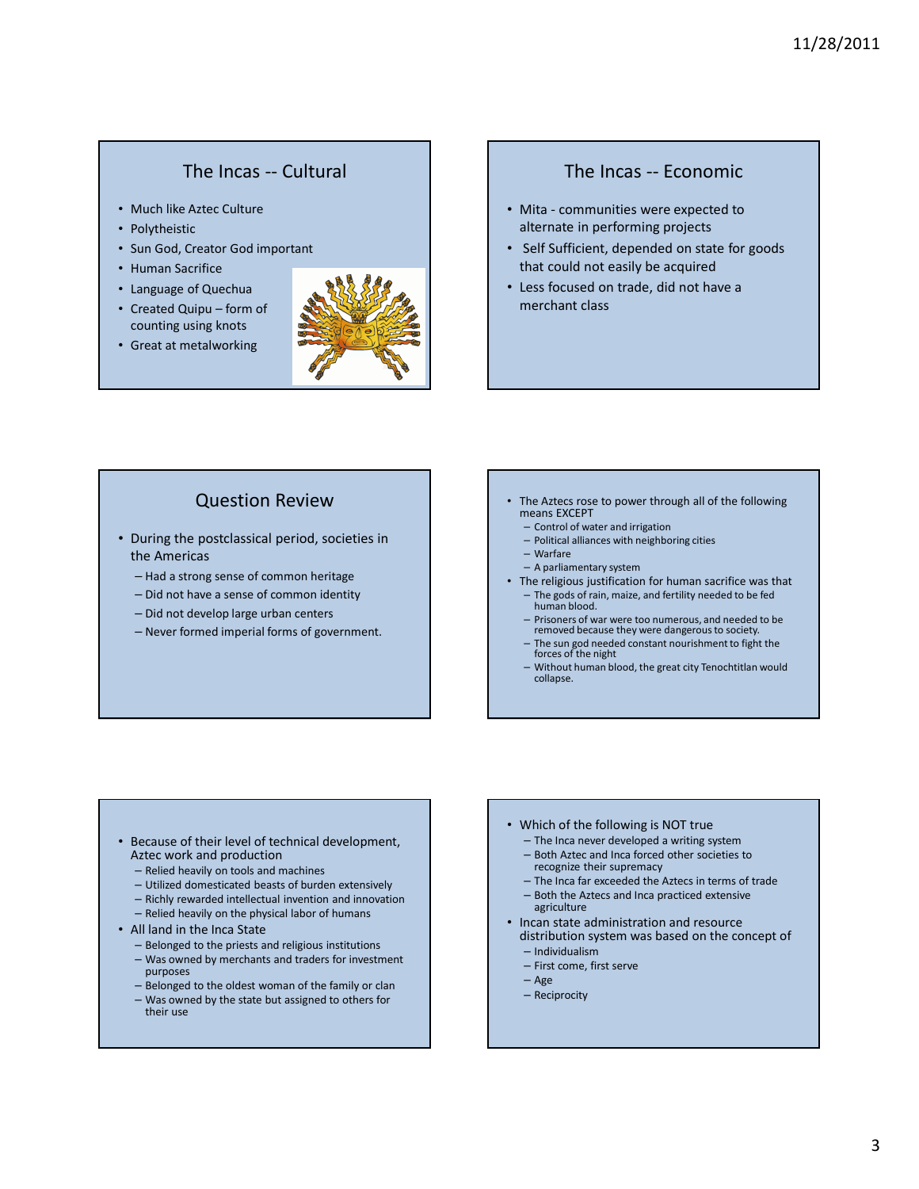## The Incas -- Cultural

- Much like Aztec Culture
- Polytheistic
- Sun God, Creator God important
- Human Sacrifice
- Language of Quechua
- Created Quipu – form of counting using knots
- Great at metalworking

## The Incas -- Economic

- Mita - communities were expected to alternate in performing projects
- Self Sufficient, depended on state for goods that could not easily be acquired
- Less focused on trade, did not have a merchant class

## Question Review

- During the postclassical period, societies in the Americas
  - Had a strong sense of common heritage
  - Did not have a sense of common identity
  - Did not develop large urban centers
  - Never formed imperial forms of government.

---

- The Aztecs rose to power through all of the following means EXCEPT
  - Control of water and irrigation
  - Political alliances with neighboring cities
  - Warfare
  - A parliamentary system
- The religious justification for human sacrifice was that
  - The gods of rain, maize, and fertility needed to be fed human blood.
  - Prisoners of war were too numerous, and needed to be removed because they were dangerous to society.
  - The sun god needed constant nourishment to fight the forces of the night
  - Without human blood, the great city Tenochtitlan would collapse.

---

- Because of their level of technical development, Aztec work and production
  - Relied heavily on tools and machines
  - Utilized domesticated beasts of burden extensively
  - Richly rewarded intellectual invention and innovation
  - Relied heavily on the physical labor of humans
- All land in the Inca State
  - Belonged to the priests and religious institutions
  - Was owned by merchants and traders for investment purposes
  - Belonged to the oldest woman of the family or clan
  - Was owned by the state but assigned to others for their use

---

- Which of the following is NOT true
  - The Inca never developed a writing system
  - Both Aztec and Inca forced other societies to recognize their supremacy
  - The Inca far exceeded the Aztecs in terms of trade
  - Both the Aztecs and Inca practiced extensive agriculture
- Incan state administration and resource distribution system was based on the concept of
  - Individualism
  - First come, first serve
  - Age
  - Reciprocity